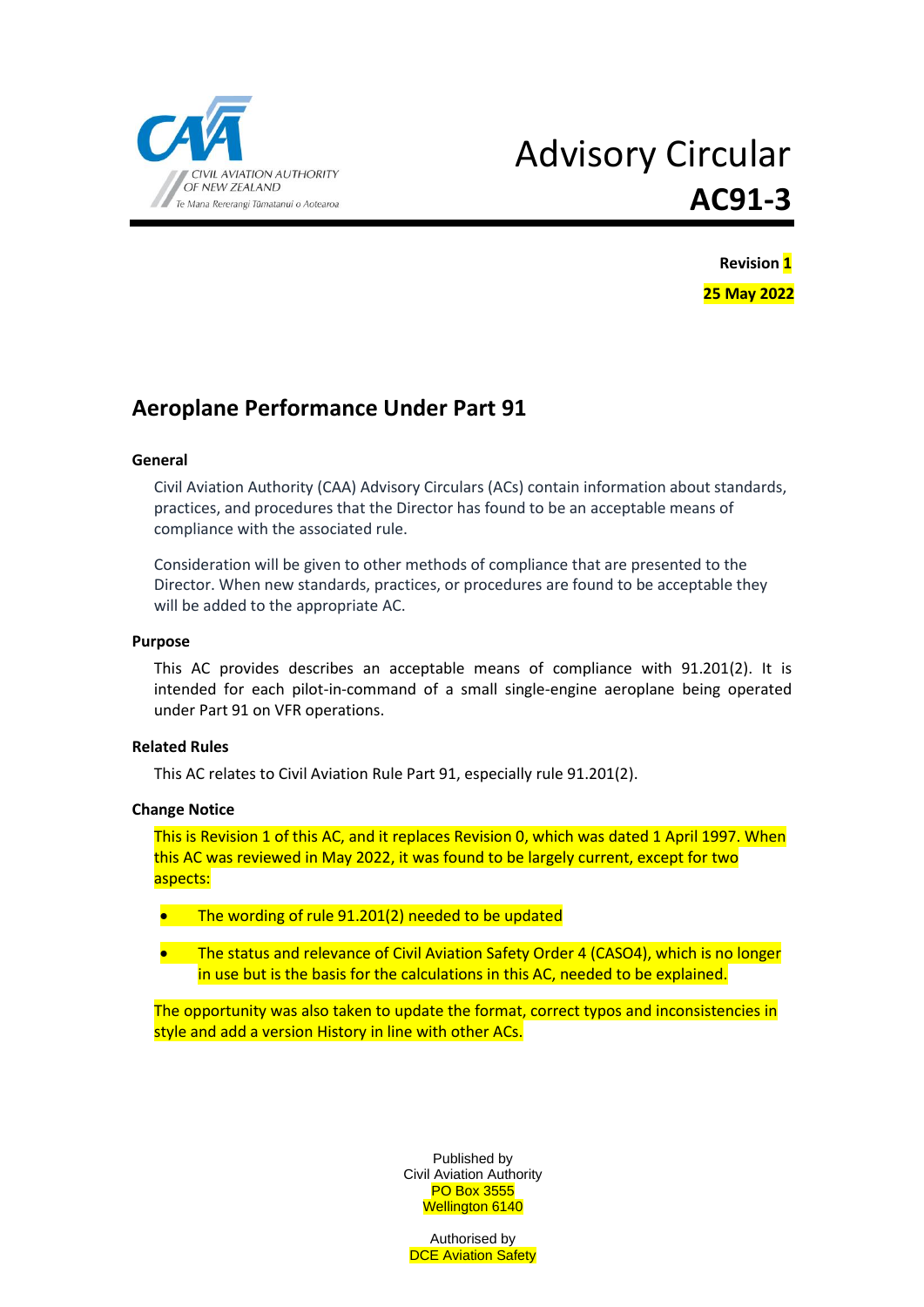CIVIL AVIATION AUTHORITY OF NEW ZEALAND

*Te Mana Rererangi Tūmatanui o Aotearoa*

# Advisory Circular

# AC91-3

**Revision 1**

**25 May 2022**

## Aeroplane Performance Under Part 91

### General

Civil Aviation Authority (CAA) Advisory Circulars (ACs) contain information about standards, practices, and procedures that the Director has found to be an acceptable means of compliance with the associated rule.

Consideration will be given to other methods of compliance that are presented to the Director. When new standards, practices, or procedures are found to be acceptable they will be added to the appropriate AC.

### Purpose

This AC provides describes an acceptable means of compliance with 91.201(2). It is intended for each pilot-in-command of a small single-engine aeroplane being operated under Part 91 on VFR operations.

### Related Rules

This AC relates to Civil Aviation Rule Part 91, especially rule 91.201(2).

### Change Notice

This is Revision 1 of this AC, and it replaces Revision 0, which was dated 1 April 1997. When this AC was reviewed in May 2022, it was found to be largely current, except for two aspects:

- The wording of rule 91.201(2) needed to be updated
- The status and relevance of Civil Aviation Safety Order 4 (CASO4), which is no longer in use but is the basis for the calculations in this AC, needed to be explained.

The opportunity was also taken to update the format, correct typos and inconsistencies in style and add a version History in line with other ACs.

Published by
Civil Aviation Authority
PO Box 3555
Wellington 6140

Authorised by
DCE Aviation Safety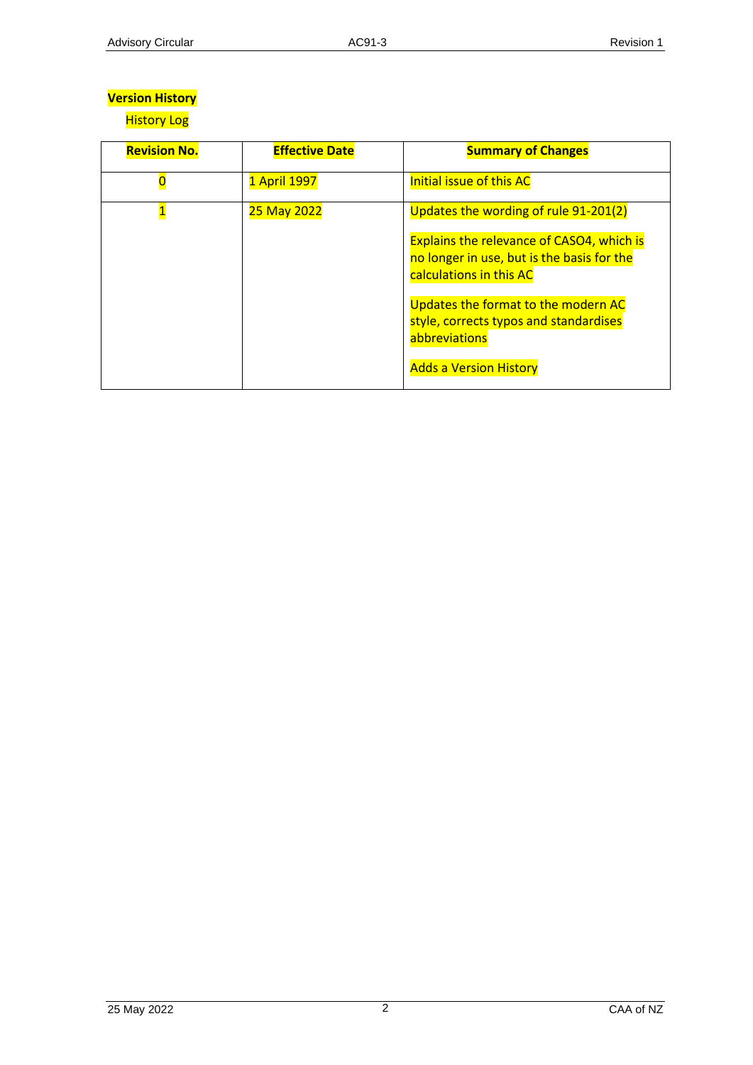## Version History

### History Log

| Revision No. | Effective Date | Summary of Changes |
|---|---|---|
| 0 | 1 April 1997 | Initial issue of this AC |
| 1 | 25 May 2022 | Updates the wording of rule 91-201(2)<br><br>Explains the relevance of CASO4, which is no longer in use, but is the basis for the calculations in this AC<br><br>Updates the format to the modern AC style, corrects typos and standardises abbreviations<br><br>Adds a Version History |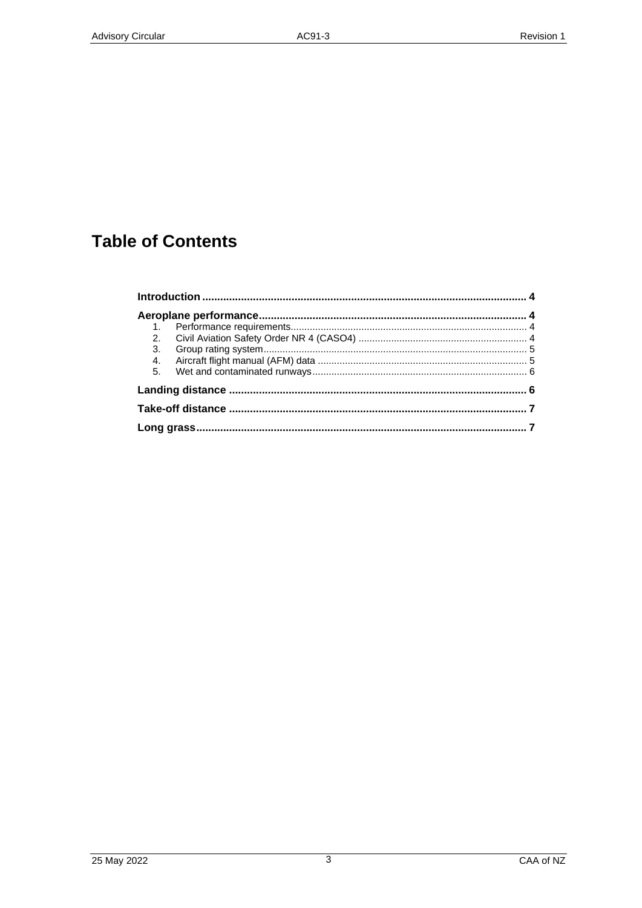# Table of Contents

**Introduction** ........................................................................................................ **4**

**Aeroplane performance** ........................................................................................ **4**

1. Performance requirements ........................................................................................ 4
2. Civil Aviation Safety Order NR 4 (CASO4) ............................................................... 4
3. Group rating system ................................................................................................ 5
4. Aircraft flight manual (AFM) data ............................................................................. 5
5. Wet and contaminated runways ............................................................................... 6

**Landing distance** .................................................................................................. **6**

**Take-off distance** .................................................................................................. **7**

**Long grass** ............................................................................................................ **7**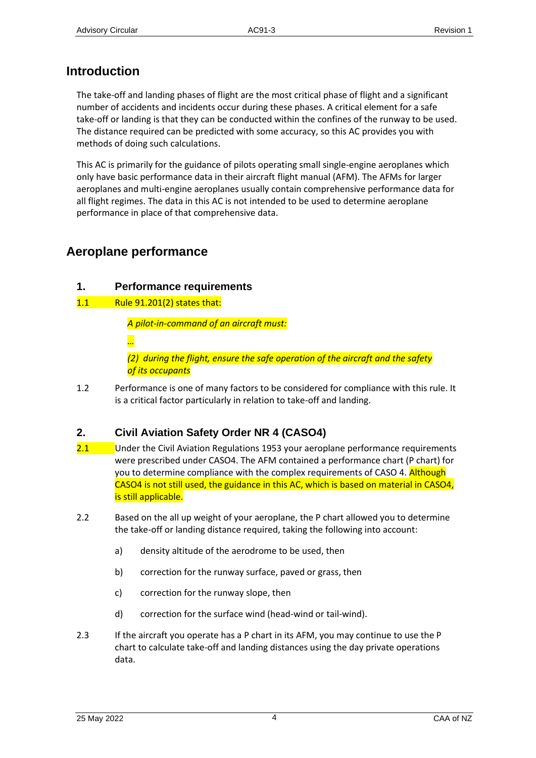# Introduction

The take-off and landing phases of flight are the most critical phase of flight and a significant number of accidents and incidents occur during these phases. A critical element for a safe take-off or landing is that they can be conducted within the confines of the runway to be used. The distance required can be predicted with some accuracy, so this AC provides you with methods of doing such calculations.

This AC is primarily for the guidance of pilots operating small single-engine aeroplanes which only have basic performance data in their aircraft flight manual (AFM). The AFMs for larger aeroplanes and multi-engine aeroplanes usually contain comprehensive performance data for all flight regimes. The data in this AC is not intended to be used to determine aeroplane performance in place of that comprehensive data.

# Aeroplane performance

## 1. Performance requirements

1.1 Rule 91.201(2) states that:

> *A pilot-in-command of an aircraft must:*
>
> *…*
>
> *(2) during the flight, ensure the safe operation of the aircraft and the safety of its occupants*

1.2 Performance is one of many factors to be considered for compliance with this rule. It is a critical factor particularly in relation to take-off and landing.

## 2. Civil Aviation Safety Order NR 4 (CASO4)

2.1 Under the Civil Aviation Regulations 1953 your aeroplane performance requirements were prescribed under CASO4. The AFM contained a performance chart (P chart) for you to determine compliance with the complex requirements of CASO 4. Although CASO4 is not still used, the guidance in this AC, which is based on material in CASO4, is still applicable.

2.2 Based on the all up weight of your aeroplane, the P chart allowed you to determine the take-off or landing distance required, taking the following into account:

a) density altitude of the aerodrome to be used, then

b) correction for the runway surface, paved or grass, then

c) correction for the runway slope, then

d) correction for the surface wind (head-wind or tail-wind).

2.3 If the aircraft you operate has a P chart in its AFM, you may continue to use the P chart to calculate take-off and landing distances using the day private operations data.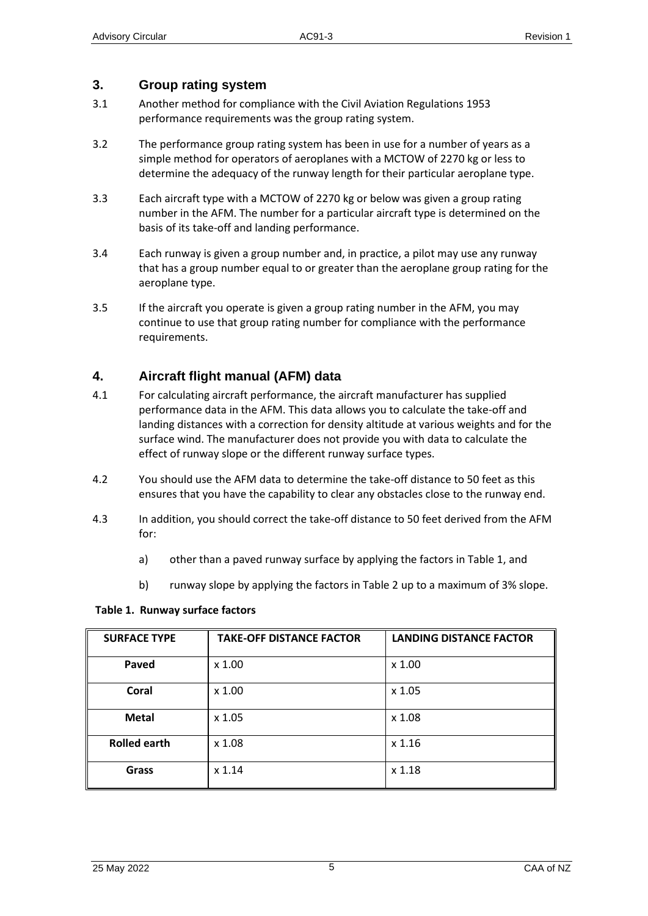## 3. Group rating system

3.1 Another method for compliance with the Civil Aviation Regulations 1953 performance requirements was the group rating system.

3.2 The performance group rating system has been in use for a number of years as a simple method for operators of aeroplanes with a MCTOW of 2270 kg or less to determine the adequacy of the runway length for their particular aeroplane type.

3.3 Each aircraft type with a MCTOW of 2270 kg or below was given a group rating number in the AFM. The number for a particular aircraft type is determined on the basis of its take-off and landing performance.

3.4 Each runway is given a group number and, in practice, a pilot may use any runway that has a group number equal to or greater than the aeroplane group rating for the aeroplane type.

3.5 If the aircraft you operate is given a group rating number in the AFM, you may continue to use that group rating number for compliance with the performance requirements.

## 4. Aircraft flight manual (AFM) data

4.1 For calculating aircraft performance, the aircraft manufacturer has supplied performance data in the AFM. This data allows you to calculate the take-off and landing distances with a correction for density altitude at various weights and for the surface wind. The manufacturer does not provide you with data to calculate the effect of runway slope or the different runway surface types.

4.2 You should use the AFM data to determine the take-off distance to 50 feet as this ensures that you have the capability to clear any obstacles close to the runway end.

4.3 In addition, you should correct the take-off distance to 50 feet derived from the AFM for:

a) other than a paved runway surface by applying the factors in Table 1, and

b) runway slope by applying the factors in Table 2 up to a maximum of 3% slope.

**Table 1. Runway surface factors**

| SURFACE TYPE | TAKE-OFF DISTANCE FACTOR | LANDING DISTANCE FACTOR |
|---|---|---|
| **Paved** | x 1.00 | x 1.00 |
| **Coral** | x 1.00 | x 1.05 |
| **Metal** | x 1.05 | x 1.08 |
| **Rolled earth** | x 1.08 | x 1.16 |
| **Grass** | x 1.14 | x 1.18 |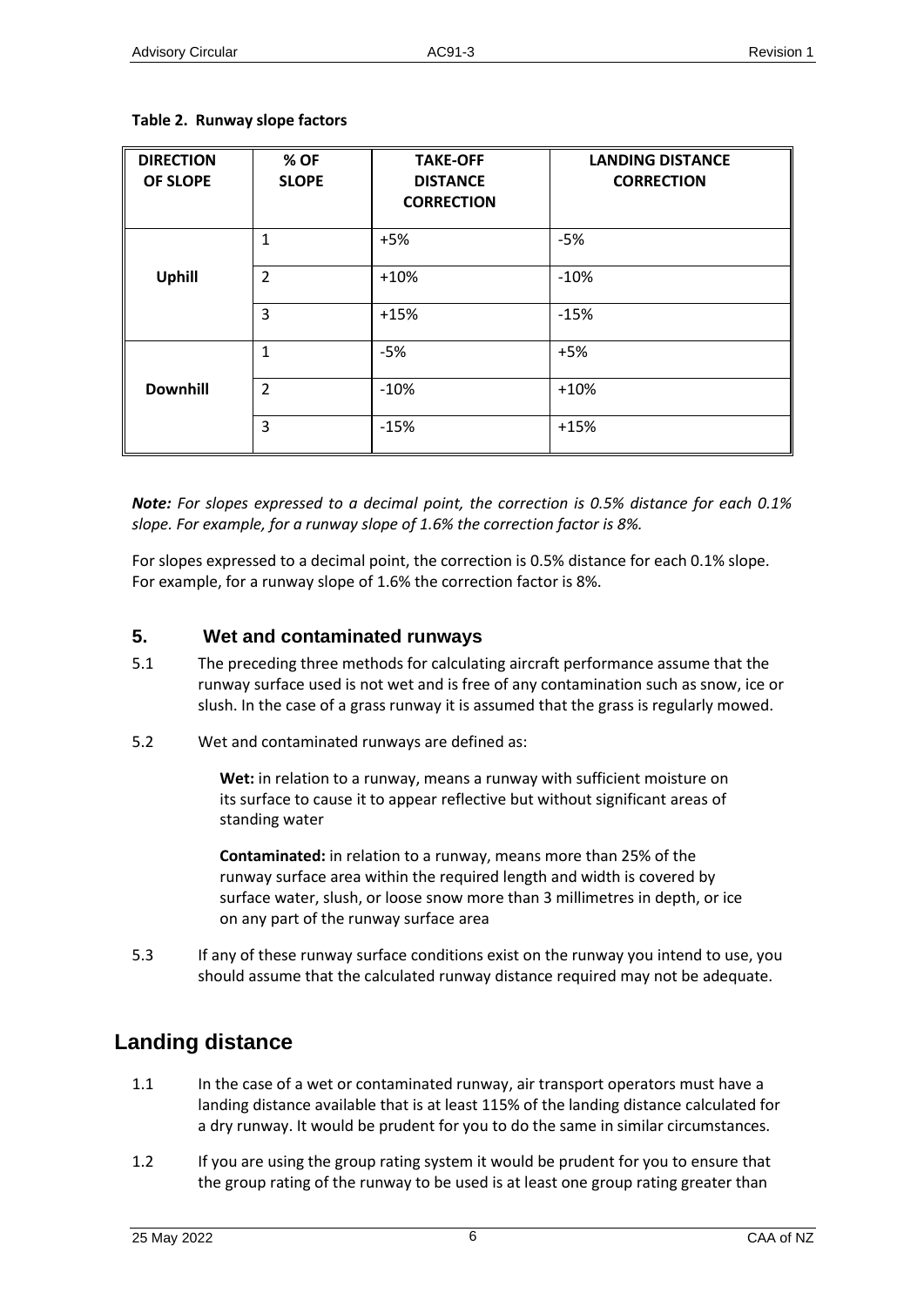**Table 2. Runway slope factors**

| DIRECTION OF SLOPE | % OF SLOPE | TAKE-OFF DISTANCE CORRECTION | LANDING DISTANCE CORRECTION |
|---|---|---|---|
| Uphill | 1 | +5% | -5% |
| | 2 | +10% | -10% |
| | 3 | +15% | -15% |
| Downhill | 1 | -5% | +5% |
| | 2 | -10% | +10% |
| | 3 | -15% | +15% |

***Note:*** *For slopes expressed to a decimal point, the correction is 0.5% distance for each 0.1% slope. For example, for a runway slope of 1.6% the correction factor is 8%.*

For slopes expressed to a decimal point, the correction is 0.5% distance for each 0.1% slope. For example, for a runway slope of 1.6% the correction factor is 8%.

## 5. Wet and contaminated runways

5.1 The preceding three methods for calculating aircraft performance assume that the runway surface used is not wet and is free of any contamination such as snow, ice or slush. In the case of a grass runway it is assumed that the grass is regularly mowed.

5.2 Wet and contaminated runways are defined as:

> **Wet:** in relation to a runway, means a runway with sufficient moisture on its surface to cause it to appear reflective but without significant areas of standing water
>
> **Contaminated:** in relation to a runway, means more than 25% of the runway surface area within the required length and width is covered by surface water, slush, or loose snow more than 3 millimetres in depth, or ice on any part of the runway surface area

5.3 If any of these runway surface conditions exist on the runway you intend to use, you should assume that the calculated runway distance required may not be adequate.

# Landing distance

1.1 In the case of a wet or contaminated runway, air transport operators must have a landing distance available that is at least 115% of the landing distance calculated for a dry runway. It would be prudent for you to do the same in similar circumstances.

1.2 If you are using the group rating system it would be prudent for you to ensure that the group rating of the runway to be used is at least one group rating greater than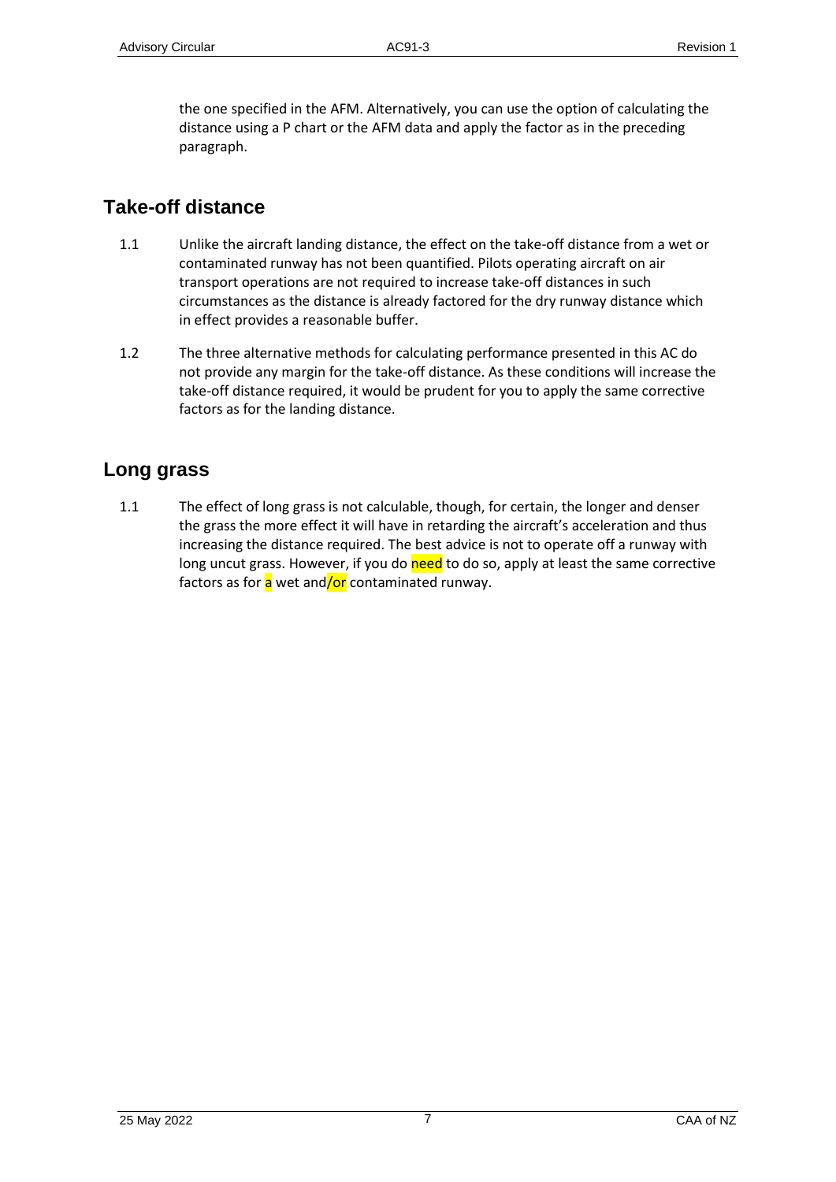the one specified in the AFM. Alternatively, you can use the option of calculating the distance using a P chart or the AFM data and apply the factor as in the preceding paragraph.

## Take-off distance

1.1 Unlike the aircraft landing distance, the effect on the take-off distance from a wet or contaminated runway has not been quantified. Pilots operating aircraft on air transport operations are not required to increase take-off distances in such circumstances as the distance is already factored for the dry runway distance which in effect provides a reasonable buffer.

1.2 The three alternative methods for calculating performance presented in this AC do not provide any margin for the take-off distance. As these conditions will increase the take-off distance required, it would be prudent for you to apply the same corrective factors as for the landing distance.

## Long grass

1.1 The effect of long grass is not calculable, though, for certain, the longer and denser the grass the more effect it will have in retarding the aircraft's acceleration and thus increasing the distance required. The best advice is not to operate off a runway with long uncut grass. However, if you do need to do so, apply at least the same corrective factors as for a wet and/or contaminated runway.